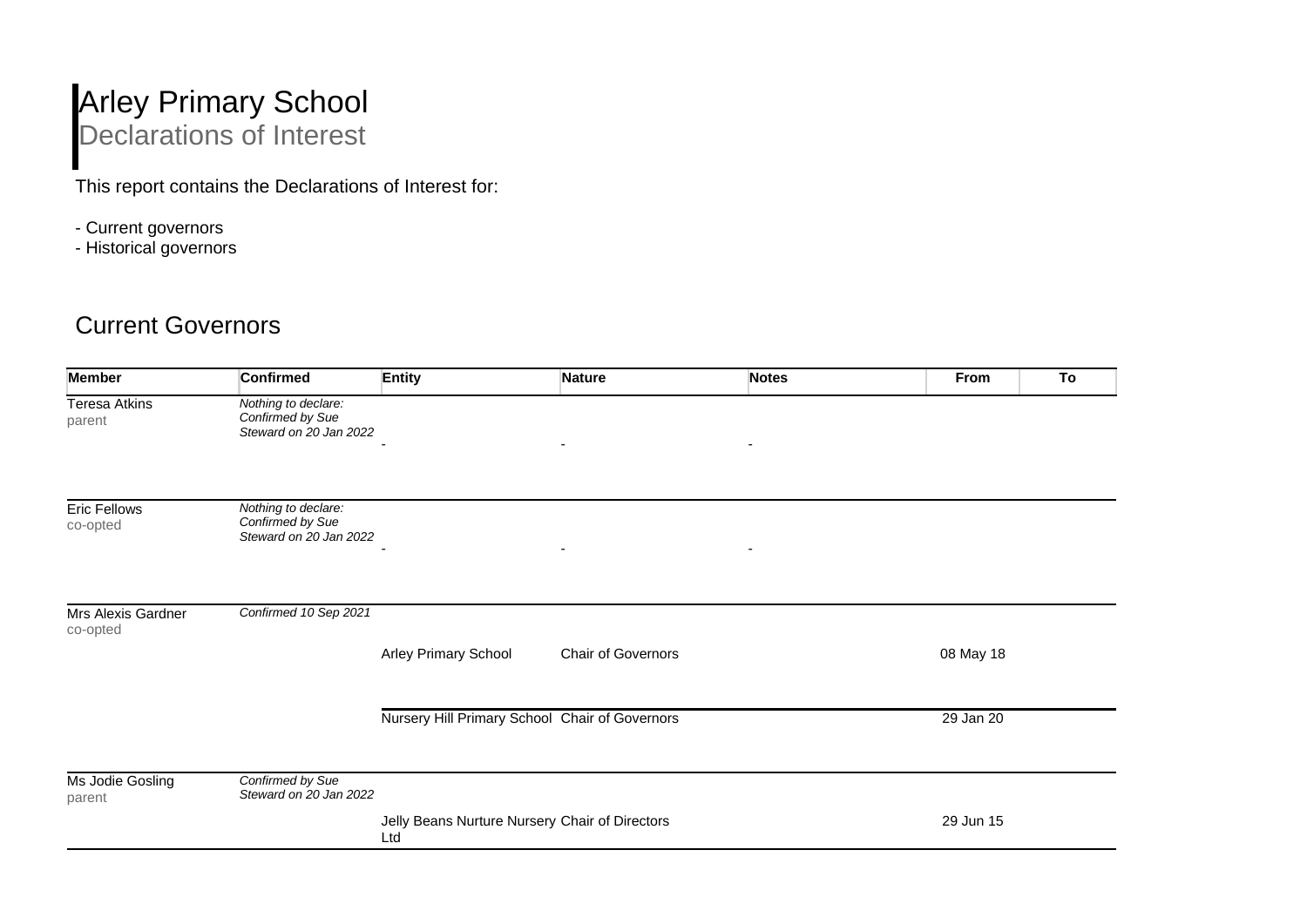# Arley Primary School

## Declarations of Interest

This report contains the Declarations of Interest for:

- Current governors
- Historical governors

## Current Governors

| Member | Confirmed | Entity | Nature | Notes | From | To |
|---|---|---|---|---|---|---|
| Teresa Atkins<br>parent | *Nothing to declare: Confirmed by Sue Steward on 20 Jan 2022* | - | - | - | | |
| Eric Fellows<br>co-opted | *Nothing to declare: Confirmed by Sue Steward on 20 Jan 2022* | - | - | - | | |
| Mrs Alexis Gardner<br>co-opted | *Confirmed 10 Sep 2021* | Arley Primary School | Chair of Governors | | 08 May 18 | |
| | | Nursery Hill Primary School | Chair of Governors | | 29 Jan 20 | |
| Ms Jodie Gosling<br>parent | *Confirmed by Sue Steward on 20 Jan 2022* | Jelly Beans Nurture Nursery Ltd | Chair of Directors | | 29 Jun 15 | |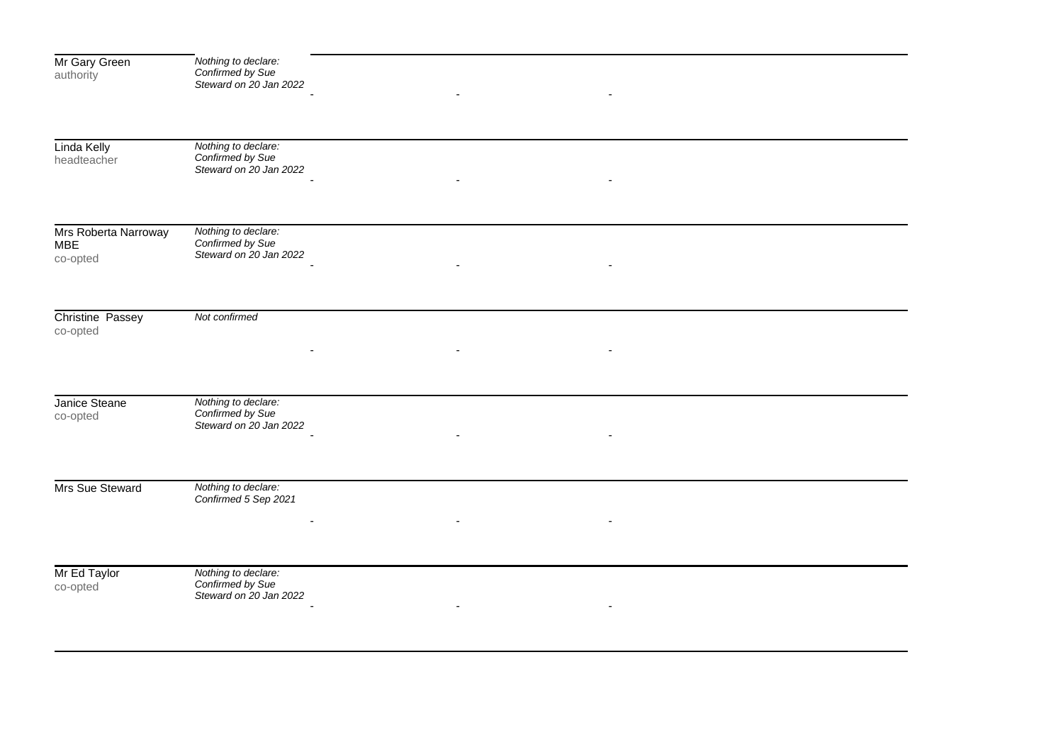| | | | | |
|---|---|---|---|---|
| Mr Gary Green<br>authority | *Nothing to declare: Confirmed by Sue Steward on 20 Jan 2022* | - | - | - |
| Linda Kelly<br>headteacher | *Nothing to declare: Confirmed by Sue Steward on 20 Jan 2022* | - | - | - |
| Mrs Roberta Narroway MBE<br>co-opted | *Nothing to declare: Confirmed by Sue Steward on 20 Jan 2022* | - | - | - |
| Christine Passey<br>co-opted | *Not confirmed* | - | - | - |
| Janice Steane<br>co-opted | *Nothing to declare: Confirmed by Sue Steward on 20 Jan 2022* | - | - | - |
| Mrs Sue Steward | *Nothing to declare: Confirmed 5 Sep 2021* | - | - | - |
| Mr Ed Taylor<br>co-opted | *Nothing to declare: Confirmed by Sue Steward on 20 Jan 2022* | - | - | - |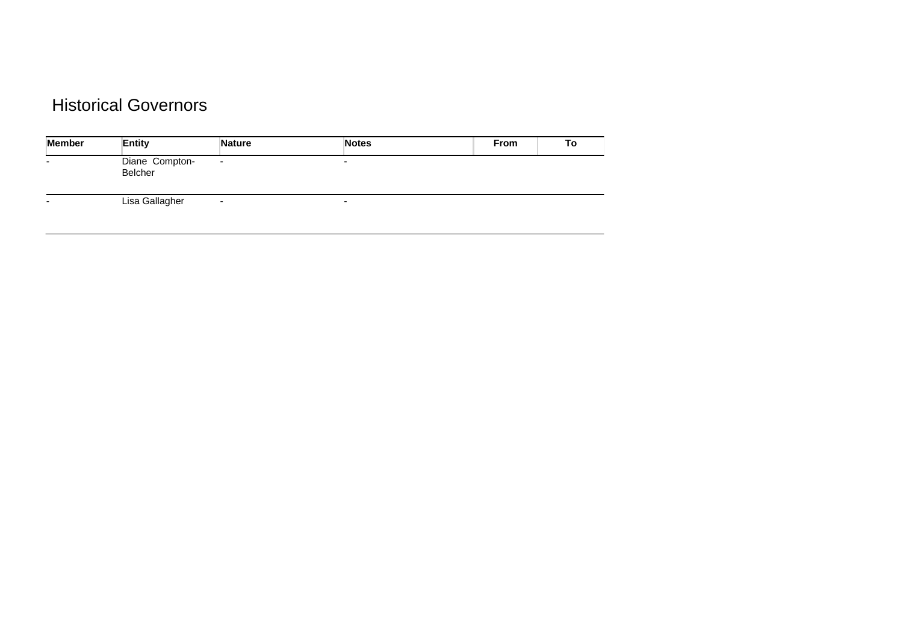# Historical Governors

| Member | Entity | Nature | Notes | From | To |
|---|---|---|---|---|---|
| - | Diane Compton-Belcher | - | - | | |
| - | Lisa Gallagher | - | - | | |